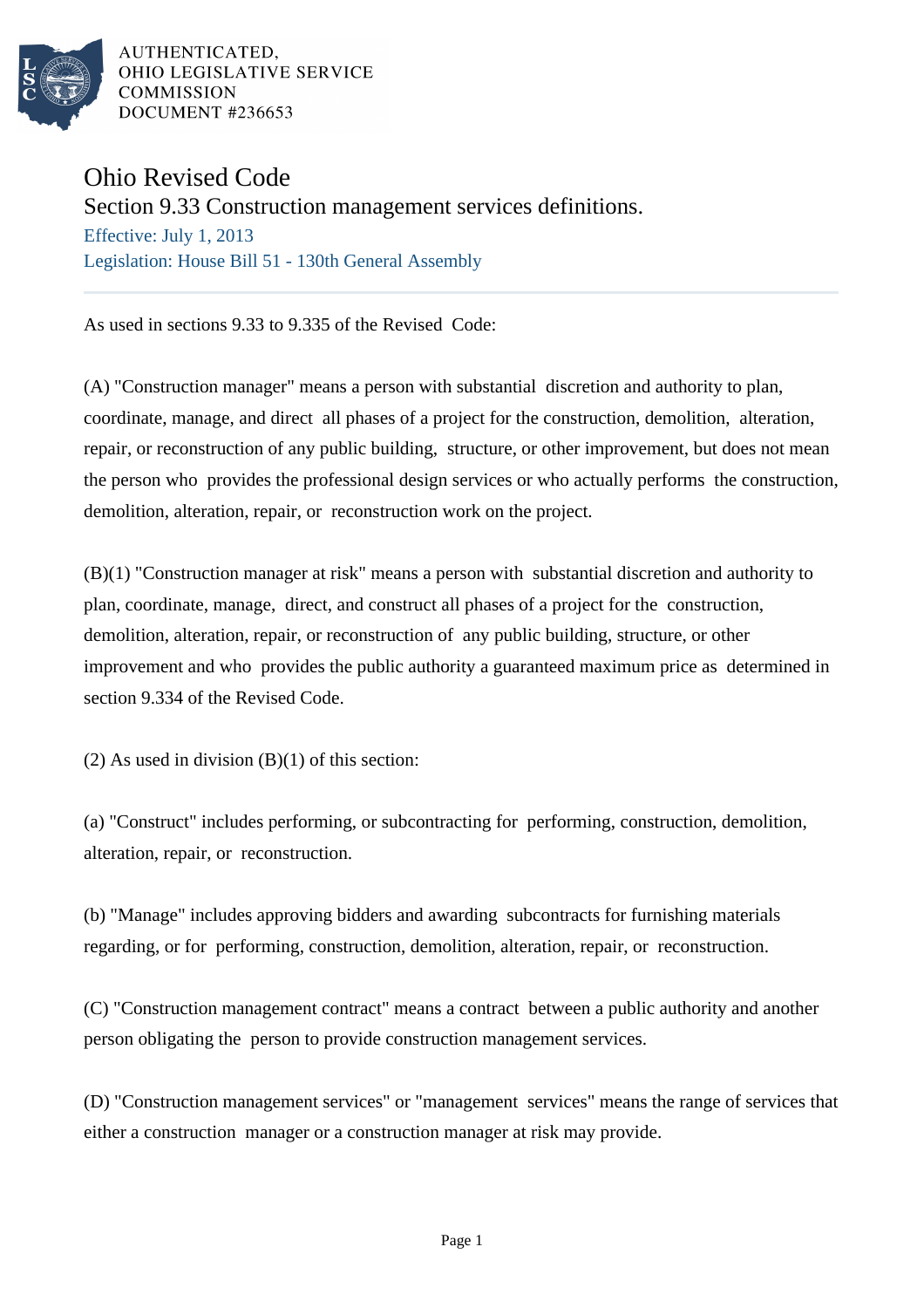AUTHENTICATED,
OHIO LEGISLATIVE SERVICE
COMMISSION
DOCUMENT #236653

# Ohio Revised Code

## Section 9.33 Construction management services definitions.

Effective: July 1, 2013

Legislation: House Bill 51 - 130th General Assembly

As used in sections 9.33 to 9.335 of the Revised Code:

(A) "Construction manager" means a person with substantial discretion and authority to plan, coordinate, manage, and direct all phases of a project for the construction, demolition, alteration, repair, or reconstruction of any public building, structure, or other improvement, but does not mean the person who provides the professional design services or who actually performs the construction, demolition, alteration, repair, or reconstruction work on the project.

(B)(1) "Construction manager at risk" means a person with substantial discretion and authority to plan, coordinate, manage, direct, and construct all phases of a project for the construction, demolition, alteration, repair, or reconstruction of any public building, structure, or other improvement and who provides the public authority a guaranteed maximum price as determined in section 9.334 of the Revised Code.

(2) As used in division (B)(1) of this section:

(a) "Construct" includes performing, or subcontracting for performing, construction, demolition, alteration, repair, or reconstruction.

(b) "Manage" includes approving bidders and awarding subcontracts for furnishing materials regarding, or for performing, construction, demolition, alteration, repair, or reconstruction.

(C) "Construction management contract" means a contract between a public authority and another person obligating the person to provide construction management services.

(D) "Construction management services" or "management services" means the range of services that either a construction manager or a construction manager at risk may provide.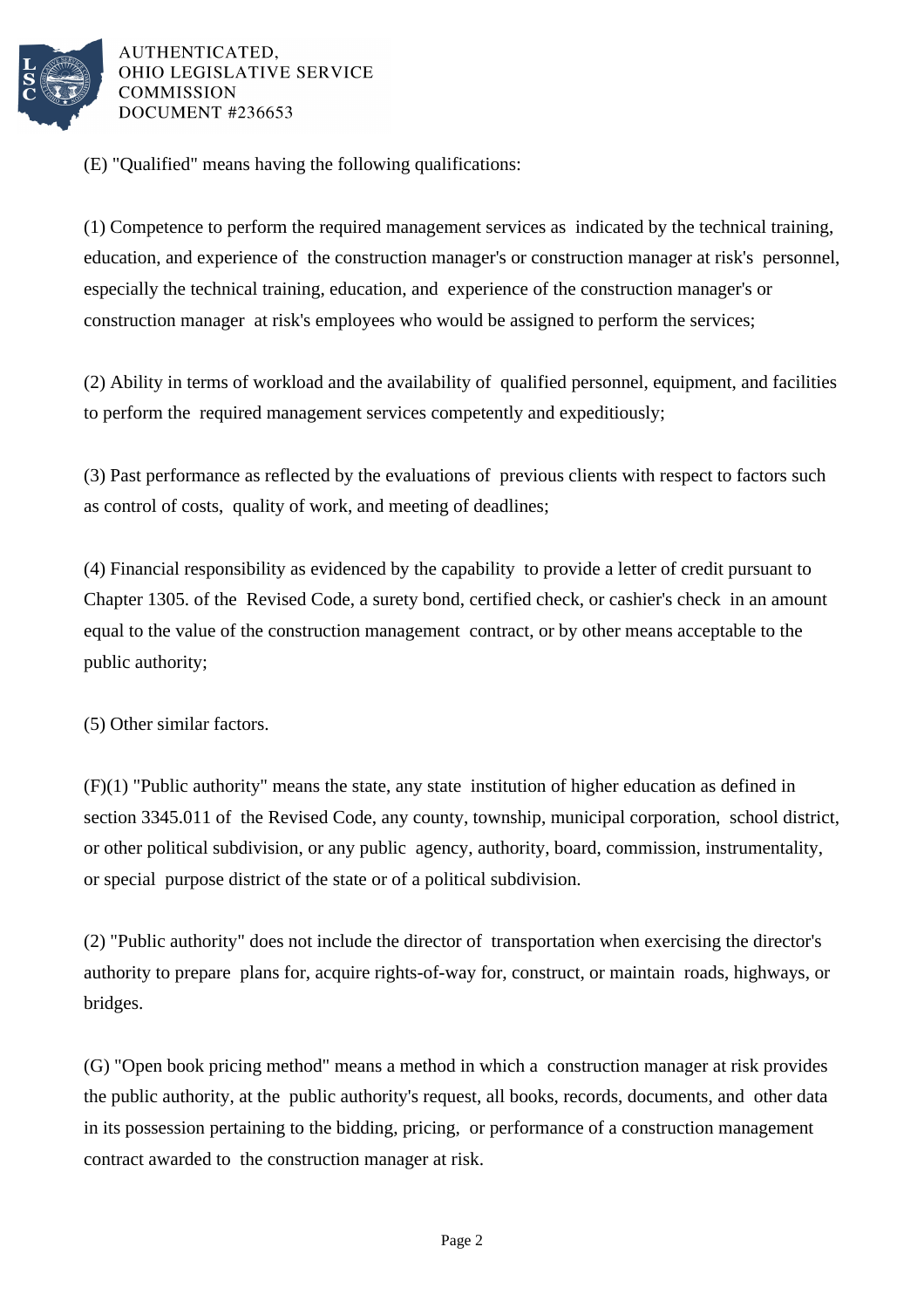(E) "Qualified" means having the following qualifications:

(1) Competence to perform the required management services as indicated by the technical training, education, and experience of the construction manager's or construction manager at risk's personnel, especially the technical training, education, and experience of the construction manager's or construction manager at risk's employees who would be assigned to perform the services;

(2) Ability in terms of workload and the availability of qualified personnel, equipment, and facilities to perform the required management services competently and expeditiously;

(3) Past performance as reflected by the evaluations of previous clients with respect to factors such as control of costs, quality of work, and meeting of deadlines;

(4) Financial responsibility as evidenced by the capability to provide a letter of credit pursuant to Chapter 1305. of the Revised Code, a surety bond, certified check, or cashier's check in an amount equal to the value of the construction management contract, or by other means acceptable to the public authority;

(5) Other similar factors.

(F)(1) "Public authority" means the state, any state institution of higher education as defined in section 3345.011 of the Revised Code, any county, township, municipal corporation, school district, or other political subdivision, or any public agency, authority, board, commission, instrumentality, or special purpose district of the state or of a political subdivision.

(2) "Public authority" does not include the director of transportation when exercising the director's authority to prepare plans for, acquire rights-of-way for, construct, or maintain roads, highways, or bridges.

(G) "Open book pricing method" means a method in which a construction manager at risk provides the public authority, at the public authority's request, all books, records, documents, and other data in its possession pertaining to the bidding, pricing, or performance of a construction management contract awarded to the construction manager at risk.